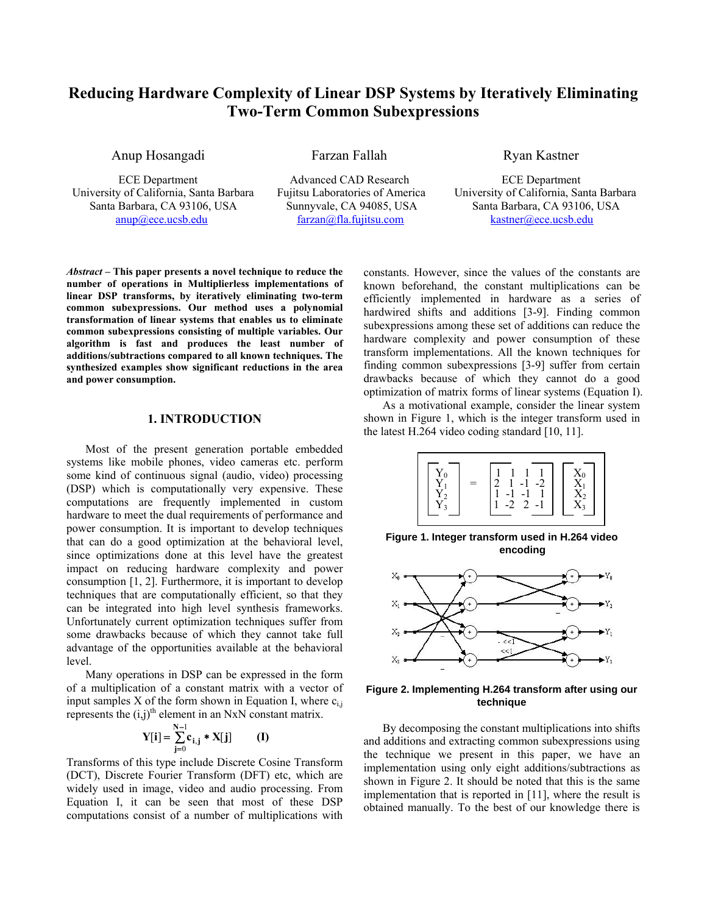# Reducing Hardware Complexity of Linear DSP Systems by Iteratively Eliminating Two-Term Common Subexpressions

Anup Hosangadi
ECE Department
University of California, Santa Barbara
Santa Barbara, CA 93106, USA
anup@ece.ucsb.edu

Farzan Fallah
Advanced CAD Research
Fujitsu Laboratories of America
Sunnyvale, CA 94085, USA
farzan@fla.fujitsu.com

Ryan Kastner
ECE Department
University of California, Santa Barbara
Santa Barbara, CA 93106, USA
kastner@ece.ucsb.edu

***Abstract*** **– This paper presents a novel technique to reduce the number of operations in Multiplierless implementations of linear DSP transforms, by iteratively eliminating two-term common subexpressions. Our method uses a polynomial transformation of linear systems that enables us to eliminate common subexpressions consisting of multiple variables. Our algorithm is fast and produces the least number of additions/subtractions compared to all known techniques. The synthesized examples show significant reductions in the area and power consumption.**

## 1. INTRODUCTION

Most of the present generation portable embedded systems like mobile phones, video cameras etc. perform some kind of continuous signal (audio, video) processing (DSP) which is computationally very expensive. These computations are frequently implemented in custom hardware to meet the dual requirements of performance and power consumption. It is important to develop techniques that can do a good optimization at the behavioral level, since optimizations done at this level have the greatest impact on reducing hardware complexity and power consumption [1, 2]. Furthermore, it is important to develop techniques that are computationally efficient, so that they can be integrated into high level synthesis frameworks. Unfortunately current optimization techniques suffer from some drawbacks because of which they cannot take full advantage of the opportunities available at the behavioral level.

Many operations in DSP can be expressed in the form of a multiplication of a constant matrix with a vector of input samples X of the form shown in Equation I, where $c_{i,j}$ represents the $(i,j)^{th}$ element in an NxN constant matrix.

$$\mathbf{Y[i]} = \sum_{\mathbf{j=0}}^{\mathbf{N-1}} \mathbf{c_{i,j} * X[j]} \qquad \textbf{(I)}$$

Transforms of this type include Discrete Cosine Transform (DCT), Discrete Fourier Transform (DFT) etc, which are widely used in image, video and audio processing. From Equation I, it can be seen that most of these DSP computations consist of a number of multiplications with constants. However, since the values of the constants are known beforehand, the constant multiplications can be efficiently implemented in hardware as a series of hardwired shifts and additions [3-9]. Finding common subexpressions among these set of additions can reduce the hardware complexity and power consumption of these transform implementations. All the known techniques for finding common subexpressions [3-9] suffer from certain drawbacks because of which they cannot do a good optimization of matrix forms of linear systems (Equation I).

As a motivational example, consider the linear system shown in Figure 1, which is the integer transform used in the latest H.264 video coding standard [10, 11].

$$\begin{bmatrix} Y_0 \\ Y_1 \\ Y_2 \\ Y_3 \end{bmatrix} = \begin{bmatrix} 1 & 1 & 1 & 1 \\ 2 & 1 & -1 & -2 \\ 1 & -1 & -1 & 1 \\ 1 & -2 & 2 & -1 \end{bmatrix} \begin{bmatrix} X_0 \\ X_1 \\ X_2 \\ X_3 \end{bmatrix}$$

**Figure 1. Integer transform used in H.264 video encoding**

**Figure 2. Implementing H.264 transform after using our technique**

By decomposing the constant multiplications into shifts and additions and extracting common subexpressions using the technique we present in this paper, we have an implementation using only eight additions/subtractions as shown in Figure 2. It should be noted that this is the same implementation that is reported in [11], where the result is obtained manually. To the best of our knowledge there is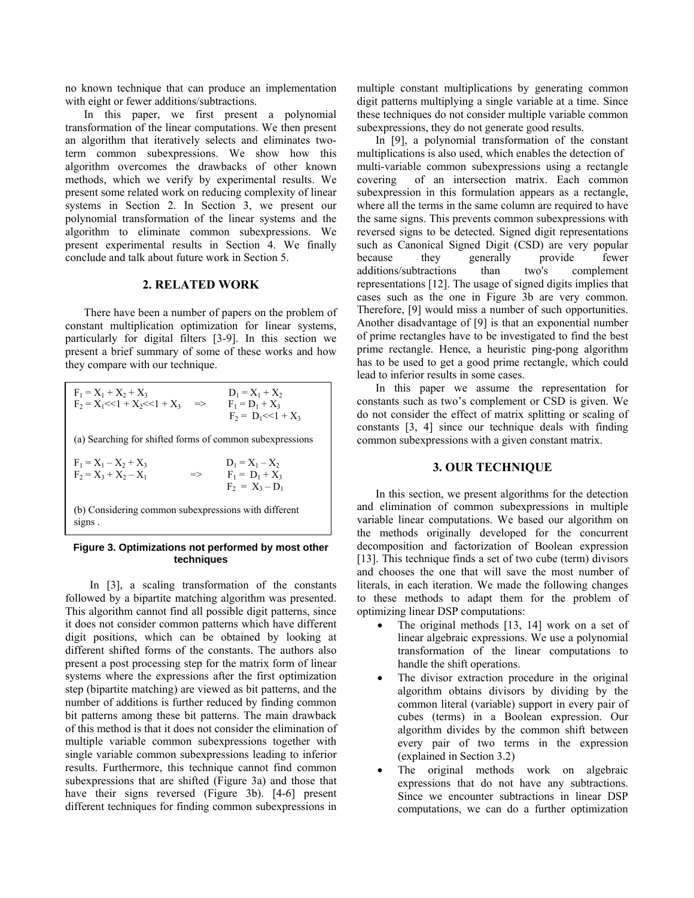no known technique that can produce an implementation with eight or fewer additions/subtractions.

In this paper, we first present a polynomial transformation of the linear computations. We then present an algorithm that iteratively selects and eliminates two-term common subexpressions. We show how this algorithm overcomes the drawbacks of other known methods, which we verify by experimental results. We present some related work on reducing complexity of linear systems in Section 2. In Section 3, we present our polynomial transformation of the linear systems and the algorithm to eliminate common subexpressions. We present experimental results in Section 4. We finally conclude and talk about future work in Section 5.

## 2. RELATED WORK

There have been a number of papers on the problem of constant multiplication optimization for linear systems, particularly for digital filters [3-9]. In this section we present a brief summary of some of these works and how they compare with our technique.

$$F_1 = X_1 + X_2 + X_3 \qquad D_1 = X_1 + X_2$$
$$F_2 = X_1{<<}1 + X_2{<<}1 + X_3 \quad \Rightarrow \quad F_1 = D_1 + X_3$$
$$F_2 = D_1{<<}1 + X_3$$

(a) Searching for shifted forms of common subexpressions

$$F_1 = X_1 - X_2 + X_3 \qquad D_1 = X_1 - X_2$$
$$F_2 = X_3 + X_2 - X_1 \quad \Rightarrow \quad F_1 = D_1 + X_3$$
$$F_2 = X_3 - D_1$$

(b) Considering common subexpressions with different signs .

**Figure 3. Optimizations not performed by most other techniques**

In [3], a scaling transformation of the constants followed by a bipartite matching algorithm was presented. This algorithm cannot find all possible digit patterns, since it does not consider common patterns which have different digit positions, which can be obtained by looking at different shifted forms of the constants. The authors also present a post processing step for the matrix form of linear systems where the expressions after the first optimization step (bipartite matching) are viewed as bit patterns, and the number of additions is further reduced by finding common bit patterns among these bit patterns. The main drawback of this method is that it does not consider the elimination of multiple variable common subexpressions together with single variable common subexpressions leading to inferior results. Furthermore, this technique cannot find common subexpressions that are shifted (Figure 3a) and those that have their signs reversed (Figure 3b). [4-6] present different techniques for finding common subexpressions in multiple constant multiplications by generating common digit patterns multiplying a single variable at a time. Since these techniques do not consider multiple variable common subexpressions, they do not generate good results.

In [9], a polynomial transformation of the constant multiplications is also used, which enables the detection of multi-variable common subexpressions using a rectangle covering of an intersection matrix. Each common subexpression in this formulation appears as a rectangle, where all the terms in the same column are required to have the same signs. This prevents common subexpressions with reversed signs to be detected. Signed digit representations such as Canonical Signed Digit (CSD) are very popular because they generally provide fewer additions/subtractions than two's complement representations [12]. The usage of signed digits implies that cases such as the one in Figure 3b are very common. Therefore, [9] would miss a number of such opportunities. Another disadvantage of [9] is that an exponential number of prime rectangles have to be investigated to find the best prime rectangle. Hence, a heuristic ping-pong algorithm has to be used to get a good prime rectangle, which could lead to inferior results in some cases.

In this paper we assume the representation for constants such as two's complement or CSD is given. We do not consider the effect of matrix splitting or scaling of constants [3, 4] since our technique deals with finding common subexpressions with a given constant matrix.

## 3. OUR TECHNIQUE

In this section, we present algorithms for the detection and elimination of common subexpressions in multiple variable linear computations. We based our algorithm on the methods originally developed for the concurrent decomposition and factorization of Boolean expression [13]. This technique finds a set of two cube (term) divisors and chooses the one that will save the most number of literals, in each iteration. We made the following changes to these methods to adapt them for the problem of optimizing linear DSP computations:

- The original methods [13, 14] work on a set of linear algebraic expressions. We use a polynomial transformation of the linear computations to handle the shift operations.
- The divisor extraction procedure in the original algorithm obtains divisors by dividing by the common literal (variable) support in every pair of cubes (terms) in a Boolean expression. Our algorithm divides by the common shift between every pair of two terms in the expression (explained in Section 3.2)
- The original methods work on algebraic expressions that do not have any subtractions. Since we encounter subtractions in linear DSP computations, we can do a further optimization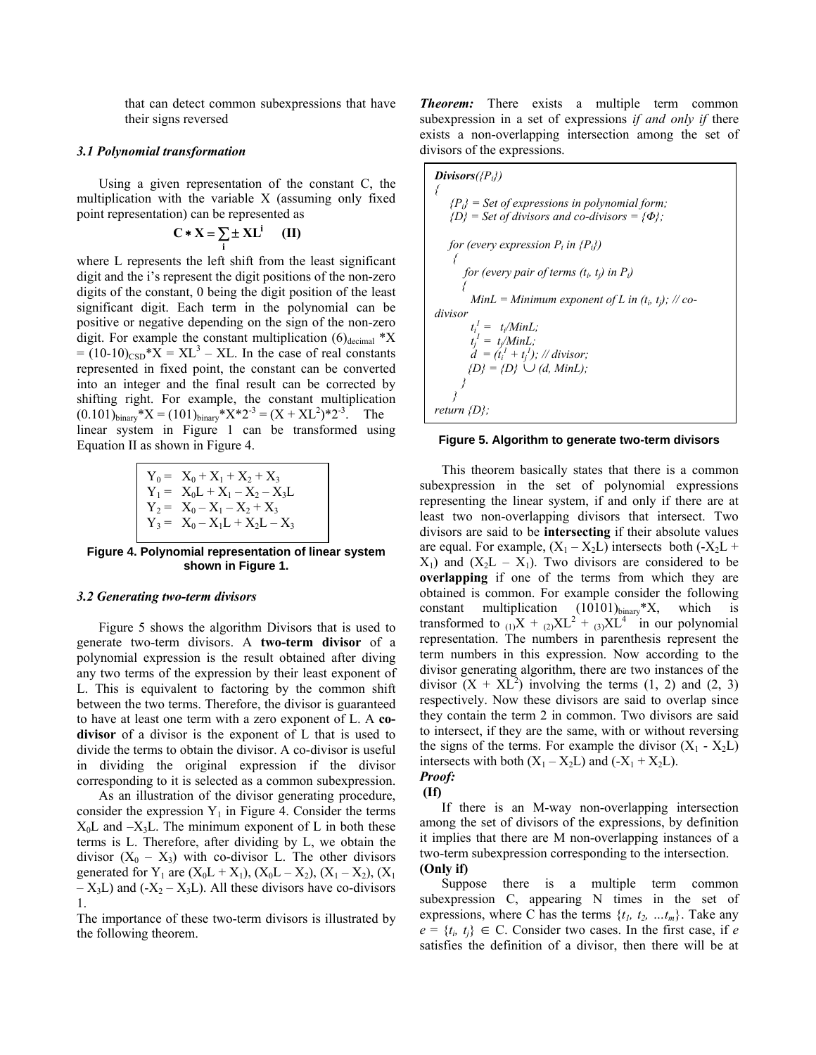that can detect common subexpressions that have their signs reversed

### *3.1 Polynomial transformation*

Using a given representation of the constant C, the multiplication with the variable X (assuming only fixed point representation) can be represented as

$$\mathbf{C * X = \sum_{i} \pm XL^{i}} \quad \textbf{(II)}$$

where L represents the left shift from the least significant digit and the i's represent the digit positions of the non-zero digits of the constant, 0 being the digit position of the least significant digit. Each term in the polynomial can be positive or negative depending on the sign of the non-zero digit. For example the constant multiplication $(6)_{decimal}$ *X $= (10\text{-}10)_{CSD}$*X = $XL^3 - XL$. In the case of real constants represented in fixed point, the constant can be converted into an integer and the final result can be corrected by shifting right. For example, the constant multiplication $(0.101)_{binary}$*X = $(101)_{binary}$*X*$2^{-3}$ = $(X + XL^2)$*$2^{-3}$. The linear system in Figure 1 can be transformed using Equation II as shown in Figure 4.

$$
\begin{aligned}
Y_0 &= X_0 + X_1 + X_2 + X_3 \\
Y_1 &= X_0L + X_1 - X_2 - X_3L \\
Y_2 &= X_0 - X_1 - X_2 + X_3 \\
Y_3 &= X_0 - X_1L + X_2L - X_3
\end{aligned}
$$

**Figure 4. Polynomial representation of linear system shown in Figure 1.**

### *3.2 Generating two-term divisors*

Figure 5 shows the algorithm Divisors that is used to generate two-term divisors. A **two-term divisor** of a polynomial expression is the result obtained after diving any two terms of the expression by their least exponent of L. This is equivalent to factoring by the common shift between the two terms. Therefore, the divisor is guaranteed to have at least one term with a zero exponent of L. A **co-divisor** of a divisor is the exponent of L that is used to divide the terms to obtain the divisor. A co-divisor is useful in dividing the original expression if the divisor corresponding to it is selected as a common subexpression.

As an illustration of the divisor generating procedure, consider the expression $Y_1$ in Figure 4. Consider the terms $X_0L$ and $-X_3L$. The minimum exponent of L in both these terms is L. Therefore, after dividing by L, we obtain the divisor $(X_0 - X_3)$ with co-divisor L. The other divisors generated for $Y_1$ are $(X_0L + X_1)$, $(X_0L - X_2)$, $(X_1 - X_2)$, $(X_1 - X_3L)$ and $(-X_2 - X_3L)$. All these divisors have co-divisors 1.

The importance of these two-term divisors is illustrated by the following theorem.

***Theorem:*** There exists a multiple term common subexpression in a set of expressions *if and only if* there exists a non-overlapping intersection among the set of divisors of the expressions.

```
Divisors({Pi})
{
   {Pi} = Set of expressions in polynomial form;
   {D} = Set of divisors and co-divisors = {Φ};

   for (every expression Pi in {Pi})
   {
      for (every pair of terms (ti, tj) in Pi)
      {
         MinL = Minimum exponent of L in (ti, tj); // co-divisor
         ti^1 = ti/MinL;
         tj^1 = tj/MinL;
         d = (ti^1 + tj^1); // divisor;
         {D} = {D} ∪ (d, MinL);
      }
   }
return {D};
```

**Figure 5. Algorithm to generate two-term divisors**

This theorem basically states that there is a common subexpression in the set of polynomial expressions representing the linear system, if and only if there are at least two non-overlapping divisors that intersect. Two divisors are said to be **intersecting** if their absolute values are equal. For example, $(X_1 - X_2L)$ intersects both $(-X_2L + X_1)$ and $(X_2L - X_1)$. Two divisors are considered to be **overlapping** if one of the terms from which they are obtained is common. For example consider the following constant multiplication $(10101)_{binary}$*X, which is transformed to ${}_{(1)}X + {}_{(2)}XL^2 + {}_{(3)}XL^4$ in our polynomial representation. The numbers in parenthesis represent the term numbers in this expression. Now according to the divisor generating algorithm, there are two instances of the divisor $(X + XL^2)$ involving the terms (1, 2) and (2, 3) respectively. Now these divisors are said to overlap since they contain the term 2 in common. Two divisors are said to intersect, if they are the same, with or without reversing the signs of the terms. For example the divisor $(X_1 - X_2L)$ intersects with both $(X_1 - X_2L)$ and $(-X_1 + X_2L)$.

***Proof:***

**(If)**

If there is an M-way non-overlapping intersection among the set of divisors of the expressions, by definition it implies that there are M non-overlapping instances of a two-term subexpression corresponding to the intersection.

**(Only if)**

Suppose there is a multiple term common subexpression C, appearing N times in the set of expressions, where C has the terms $\{t_1, t_2, \ldots t_m\}$. Take any $e = \{t_i, t_j\} \in C$. Consider two cases. In the first case, if $e$ satisfies the definition of a divisor, then there will be at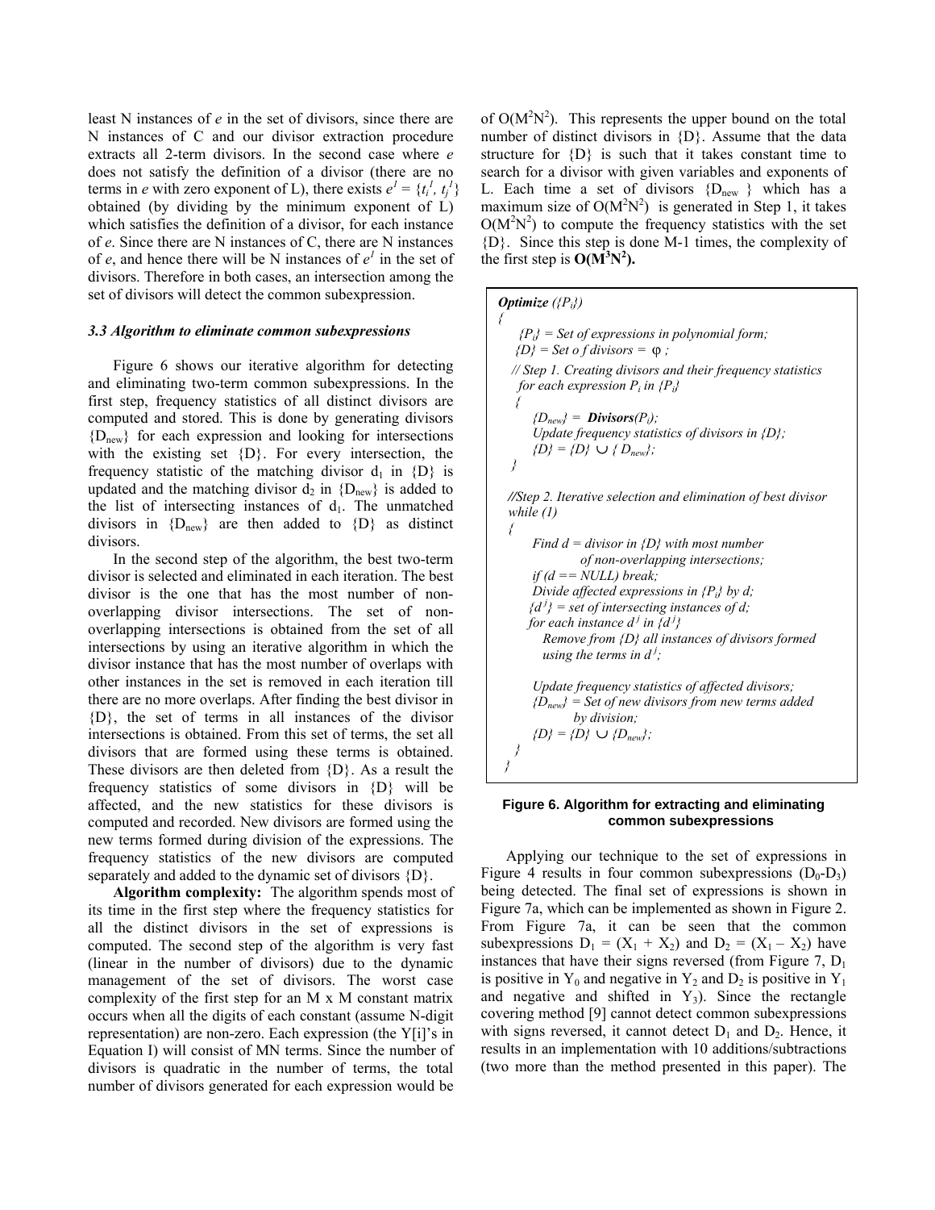least N instances of *e* in the set of divisors, since there are N instances of C and our divisor extraction procedure extracts all 2-term divisors. In the second case where *e* does not satisfy the definition of a divisor (there are no terms in *e* with zero exponent of L), there exists $e^1 = \{t_i^1, t_j^1\}$ obtained (by dividing by the minimum exponent of L) which satisfies the definition of a divisor, for each instance of *e*. Since there are N instances of C, there are N instances of *e*, and hence there will be N instances of $e^1$ in the set of divisors. Therefore in both cases, an intersection among the set of divisors will detect the common subexpression.

### *3.3 Algorithm to eliminate common subexpressions*

Figure 6 shows our iterative algorithm for detecting and eliminating two-term common subexpressions. In the first step, frequency statistics of all distinct divisors are computed and stored. This is done by generating divisors $\{D_{new}\}$ for each expression and looking for intersections with the existing set {D}. For every intersection, the frequency statistic of the matching divisor $d_1$ in {D} is updated and the matching divisor $d_2$ in $\{D_{new}\}$ is added to the list of intersecting instances of $d_1$. The unmatched divisors in $\{D_{new}\}$ are then added to {D} as distinct divisors.

In the second step of the algorithm, the best two-term divisor is selected and eliminated in each iteration. The best divisor is the one that has the most number of non-overlapping divisor intersections. The set of non-overlapping intersections is obtained from the set of all intersections by using an iterative algorithm in which the divisor instance that has the most number of overlaps with other instances in the set is removed in each iteration till there are no more overlaps. After finding the best divisor in {D}, the set of terms in all instances of the divisor intersections is obtained. From this set of terms, the set all divisors that are formed using these terms is obtained. These divisors are then deleted from {D}. As a result the frequency statistics of some divisors in {D} will be affected, and the new statistics for these divisors is computed and recorded. New divisors are formed using the new terms formed during division of the expressions. The frequency statistics of the new divisors are computed separately and added to the dynamic set of divisors {D}.

**Algorithm complexity:** The algorithm spends most of its time in the first step where the frequency statistics for all the distinct divisors in the set of expressions is computed. The second step of the algorithm is very fast (linear in the number of divisors) due to the dynamic management of the set of divisors. The worst case complexity of the first step for an M x M constant matrix occurs when all the digits of each constant (assume N-digit representation) are non-zero. Each expression (the Y[i]'s in Equation I) will consist of MN terms. Since the number of divisors is quadratic in the number of terms, the total number of divisors generated for each expression would be of $O(M^2N^2)$. This represents the upper bound on the total number of distinct divisors in {D}. Assume that the data structure for {D} is such that it takes constant time to search for a divisor with given variables and exponents of L. Each time a set of divisors $\{D_{new}\}$ which has a maximum size of $O(M^2N^2)$ is generated in Step 1, it takes $O(M^2N^2)$ to compute the frequency statistics with the set {D}. Since this step is done M-1 times, the complexity of the first step is $\mathbf{O(M^3N^2)}$.

```
Optimize ({Pi})
{
   {Pi} = Set of expressions in polynomial form;
   {D} = Set o f divisors = φ ;
  // Step 1. Creating divisors and their frequency statistics
   for each expression Pi in {Pi}
   {
      {Dnew} = Divisors(Pi);
      Update frequency statistics of divisors in {D};
      {D} = {D} ∪ { Dnew};
   }

  //Step 2. Iterative selection and elimination of best divisor
  while (1)
  {
      Find d = divisor in {D} with most number
               of non-overlapping intersections;
      if (d == NULL) break;
      Divide affected expressions in {Pi} by d;
      {d^j} = set of intersecting instances of d;
      for each instance d^j in {d^j}
         Remove from {D} all instances of divisors formed
         using the terms in d^j;

      Update frequency statistics of affected divisors;
      {Dnew} = Set of new divisors from new terms added
              by division;
      {D} = {D} ∪ {Dnew};
  }
}
```

**Figure 6. Algorithm for extracting and eliminating common subexpressions**

Applying our technique to the set of expressions in Figure 4 results in four common subexpressions ($D_0$-$D_3$) being detected. The final set of expressions is shown in Figure 7a, which can be implemented as shown in Figure 2. From Figure 7a, it can be seen that the common subexpressions $D_1 = (X_1 + X_2)$ and $D_2 = (X_1 – X_2)$ have instances that have their signs reversed (from Figure 7, $D_1$ is positive in $Y_0$ and negative in $Y_2$ and $D_2$ is positive in $Y_1$ and negative and shifted in $Y_3$). Since the rectangle covering method [9] cannot detect common subexpressions with signs reversed, it cannot detect $D_1$ and $D_2$. Hence, it results in an implementation with 10 additions/subtractions (two more than the method presented in this paper). The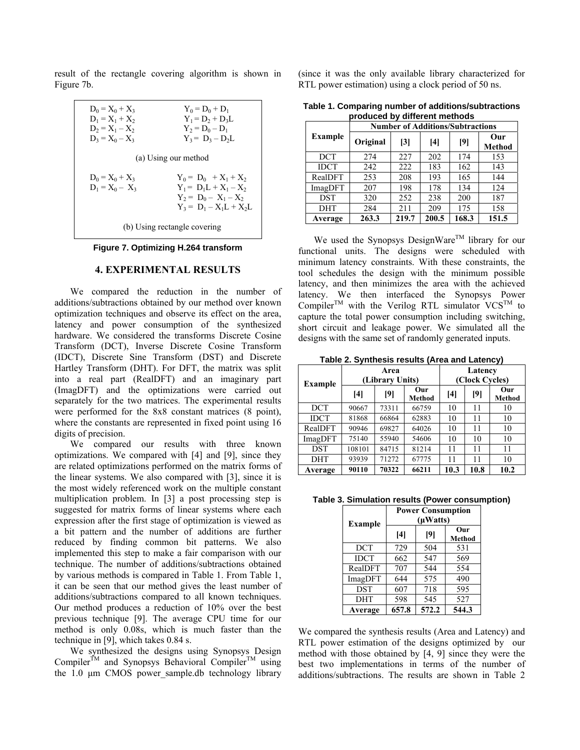result of the rectangle covering algorithm is shown in Figure 7b.

$D_0 = X_0 + X_3$ $\quad$ $Y_0 = D_0 + D_1$
$D_1 = X_1 + X_2$ $\quad$ $Y_1 = D_2 + D_3L$
$D_2 = X_1 - X_2$ $\quad$ $Y_2 = D_0 - D_1$
$D_3 = X_0 - X_3$ $\quad$ $Y_3 = D_3 - D_2L$

(a) Using our method

$D_0 = X_0 + X_3$ $\quad$ $Y_0 = D_0 + X_1 + X_2$
$D_1 = X_0 - X_3$ $\quad$ $Y_1 = D_1L + X_1 - X_2$
$Y_2 = D_0 - X_1 - X_2$
$Y_3 = D_1 - X_1L + X_2L$

(b) Using rectangle covering

**Figure 7. Optimizing H.264 transform**

## 4. EXPERIMENTAL RESULTS

We compared the reduction in the number of additions/subtractions obtained by our method over known optimization techniques and observe its effect on the area, latency and power consumption of the synthesized hardware. We considered the transforms Discrete Cosine Transform (DCT), Inverse Discrete Cosine Transform (IDCT), Discrete Sine Transform (DST) and Discrete Hartley Transform (DHT). For DFT, the matrix was split into a real part (RealDFT) and an imaginary part (ImagDFT) and the optimizations were carried out separately for the two matrices. The experimental results were performed for the 8x8 constant matrices (8 point), where the constants are represented in fixed point using 16 digits of precision.

We compared our results with three known optimizations. We compared with [4] and [9], since they are related optimizations performed on the matrix forms of the linear systems. We also compared with [3], since it is the most widely referenced work on the multiple constant multiplication problem. In [3] a post processing step is suggested for matrix forms of linear systems where each expression after the first stage of optimization is viewed as a bit pattern and the number of additions are further reduced by finding common bit patterns. We also implemented this step to make a fair comparison with our technique. The number of additions/subtractions obtained by various methods is compared in Table 1. From Table 1, it can be seen that our method gives the least number of additions/subtractions compared to all known techniques. Our method produces a reduction of 10% over the best previous technique [9]. The average CPU time for our method is only 0.08s, which is much faster than the technique in [9], which takes 0.84 s.

We synthesized the designs using Synopsys Design Compiler™ and Synopsys Behavioral Compiler™ using the 1.0 μm CMOS power_sample.db technology library (since it was the only available library characterized for RTL power estimation) using a clock period of 50 ns.

**Table 1. Comparing number of additions/subtractions produced by different methods**

| Example | Number of Additions/Subtractions | | | | |
|---|---|---|---|---|---|
| | Original | [3] | [4] | [9] | Our Method |
| DCT | 274 | 227 | 202 | 174 | 153 |
| IDCT | 242 | 222 | 183 | 162 | 143 |
| RealDFT | 253 | 208 | 193 | 165 | 144 |
| ImagDFT | 207 | 198 | 178 | 134 | 124 |
| DST | 320 | 252 | 238 | 200 | 187 |
| DHT | 284 | 211 | 209 | 175 | 158 |
| **Average** | **263.3** | **219.7** | **200.5** | **168.3** | **151.5** |

We used the Synopsys DesignWare™ library for our functional units. The designs were scheduled with minimum latency constraints. With these constraints, the tool schedules the design with the minimum possible latency, and then minimizes the area with the achieved latency. We then interfaced the Synopsys Power Compiler™ with the Verilog RTL simulator VCS™ to capture the total power consumption including switching, short circuit and leakage power. We simulated all the designs with the same set of randomly generated inputs.

**Table 2. Synthesis results (Area and Latency)**

| Example | Area (Library Units) | | | Latency (Clock Cycles) | | |
|---|---|---|---|---|---|---|
| | [4] | [9] | Our Method | [4] | [9] | Our Method |
| DCT | 90667 | 73311 | 66759 | 10 | 11 | 10 |
| IDCT | 81868 | 66864 | 62883 | 10 | 11 | 10 |
| RealDFT | 90946 | 69827 | 64026 | 10 | 11 | 10 |
| ImagDFT | 75140 | 55940 | 54606 | 10 | 10 | 10 |
| DST | 108101 | 84715 | 81214 | 11 | 11 | 11 |
| DHT | 93939 | 71272 | 67775 | 11 | 11 | 10 |
| **Average** | **90110** | **70322** | **66211** | **10.3** | **10.8** | **10.2** |

**Table 3. Simulation results (Power consumption)**

| Example | Power Consumption (μWatts) | | |
|---|---|---|---|
| | [4] | [9] | Our Method |
| DCT | 729 | 504 | 531 |
| IDCT | 662 | 547 | 569 |
| RealDFT | 707 | 544 | 554 |
| ImagDFT | 644 | 575 | 490 |
| DST | 607 | 718 | 595 |
| DHT | 598 | 545 | 527 |
| **Average** | **657.8** | **572.2** | **544.3** |

We compared the synthesis results (Area and Latency) and RTL power estimation of the designs optimized by our method with those obtained by [4, 9] since they were the best two implementations in terms of the number of additions/subtractions. The results are shown in Table 2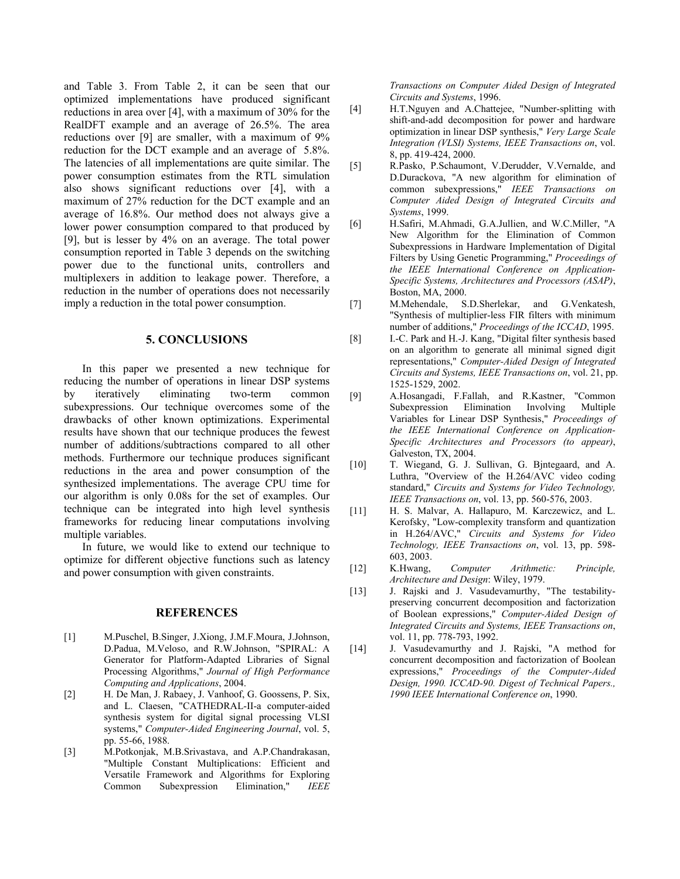and Table 3. From Table 2, it can be seen that our optimized implementations have produced significant reductions in area over [4], with a maximum of 30% for the RealDFT example and an average of 26.5%. The area reductions over [9] are smaller, with a maximum of 9% reduction for the DCT example and an average of 5.8%. The latencies of all implementations are quite similar. The power consumption estimates from the RTL simulation also shows significant reductions over [4], with a maximum of 27% reduction for the DCT example and an average of 16.8%. Our method does not always give a lower power consumption compared to that produced by [9], but is lesser by 4% on an average. The total power consumption reported in Table 3 depends on the switching power due to the functional units, controllers and multiplexers in addition to leakage power. Therefore, a reduction in the number of operations does not necessarily imply a reduction in the total power consumption.

## 5. CONCLUSIONS

In this paper we presented a new technique for reducing the number of operations in linear DSP systems by iteratively eliminating two-term common subexpressions. Our technique overcomes some of the drawbacks of other known optimizations. Experimental results have shown that our technique produces the fewest number of additions/subtractions compared to all other methods. Furthermore our technique produces significant reductions in the area and power consumption of the synthesized implementations. The average CPU time for our algorithm is only 0.08s for the set of examples. Our technique can be integrated into high level synthesis frameworks for reducing linear computations involving multiple variables.

In future, we would like to extend our technique to optimize for different objective functions such as latency and power consumption with given constraints.

## REFERENCES

[1] M.Puschel, B.Singer, J.Xiong, J.M.F.Moura, J.Johnson, D.Padua, M.Veloso, and R.W.Johnson, "SPIRAL: A Generator for Platform-Adapted Libraries of Signal Processing Algorithms," *Journal of High Performance Computing and Applications*, 2004.

[2] H. De Man, J. Rabaey, J. Vanhoof, G. Goossens, P. Six, and L. Claesen, "CATHEDRAL-II-a computer-aided synthesis system for digital signal processing VLSI systems," *Computer-Aided Engineering Journal*, vol. 5, pp. 55-66, 1988.

[3] M.Potkonjak, M.B.Srivastava, and A.P.Chandrakasan, "Multiple Constant Multiplications: Efficient and Versatile Framework and Algorithms for Exploring Common Subexpression Elimination," *IEEE Transactions on Computer Aided Design of Integrated Circuits and Systems*, 1996.

[4] H.T.Nguyen and A.Chattejee, "Number-splitting with shift-and-add decomposition for power and hardware optimization in linear DSP synthesis," *Very Large Scale Integration (VLSI) Systems, IEEE Transactions on*, vol. 8, pp. 419-424, 2000.

[5] R.Pasko, P.Schaumont, V.Derudder, V.Vernalde, and D.Durackova, "A new algorithm for elimination of common subexpressions," *IEEE Transactions on Computer Aided Design of Integrated Circuits and Systems*, 1999.

[6] H.Safiri, M.Ahmadi, G.A.Jullien, and W.C.Miller, "A New Algorithm for the Elimination of Common Subexpressions in Hardware Implementation of Digital Filters by Using Genetic Programming," *Proceedings of the IEEE International Conference on Application-Specific Systems, Architectures and Processors (ASAP)*, Boston, MA, 2000.

[7] M.Mehendale, S.D.Sherlekar, and G.Venkatesh, "Synthesis of multiplier-less FIR filters with minimum number of additions," *Proceedings of the ICCAD*, 1995.

[8] I.-C. Park and H.-J. Kang, "Digital filter synthesis based on an algorithm to generate all minimal signed digit representations," *Computer-Aided Design of Integrated Circuits and Systems, IEEE Transactions on*, vol. 21, pp. 1525-1529, 2002.

[9] A.Hosangadi, F.Fallah, and R.Kastner, "Common Subexpression Elimination Involving Multiple Variables for Linear DSP Synthesis," *Proceedings of the IEEE International Conference on Application-Specific Architectures and Processors (to appear)*, Galveston, TX, 2004.

[10] T. Wiegand, G. J. Sullivan, G. Bjntegaard, and A. Luthra, "Overview of the H.264/AVC video coding standard," *Circuits and Systems for Video Technology, IEEE Transactions on*, vol. 13, pp. 560-576, 2003.

[11] H. S. Malvar, A. Hallapuro, M. Karczewicz, and L. Kerofsky, "Low-complexity transform and quantization in H.264/AVC," *Circuits and Systems for Video Technology, IEEE Transactions on*, vol. 13, pp. 598-603, 2003.

[12] K.Hwang, *Computer Arithmetic: Principle, Architecture and Design*: Wiley, 1979.

[13] J. Rajski and J. Vasudevamurthy, "The testability-preserving concurrent decomposition and factorization of Boolean expressions," *Computer-Aided Design of Integrated Circuits and Systems, IEEE Transactions on*, vol. 11, pp. 778-793, 1992.

[14] J. Vasudevamurthy and J. Rajski, "A method for concurrent decomposition and factorization of Boolean expressions," *Proceedings of the Computer-Aided Design, 1990. ICCAD-90. Digest of Technical Papers., 1990 IEEE International Conference on*, 1990.